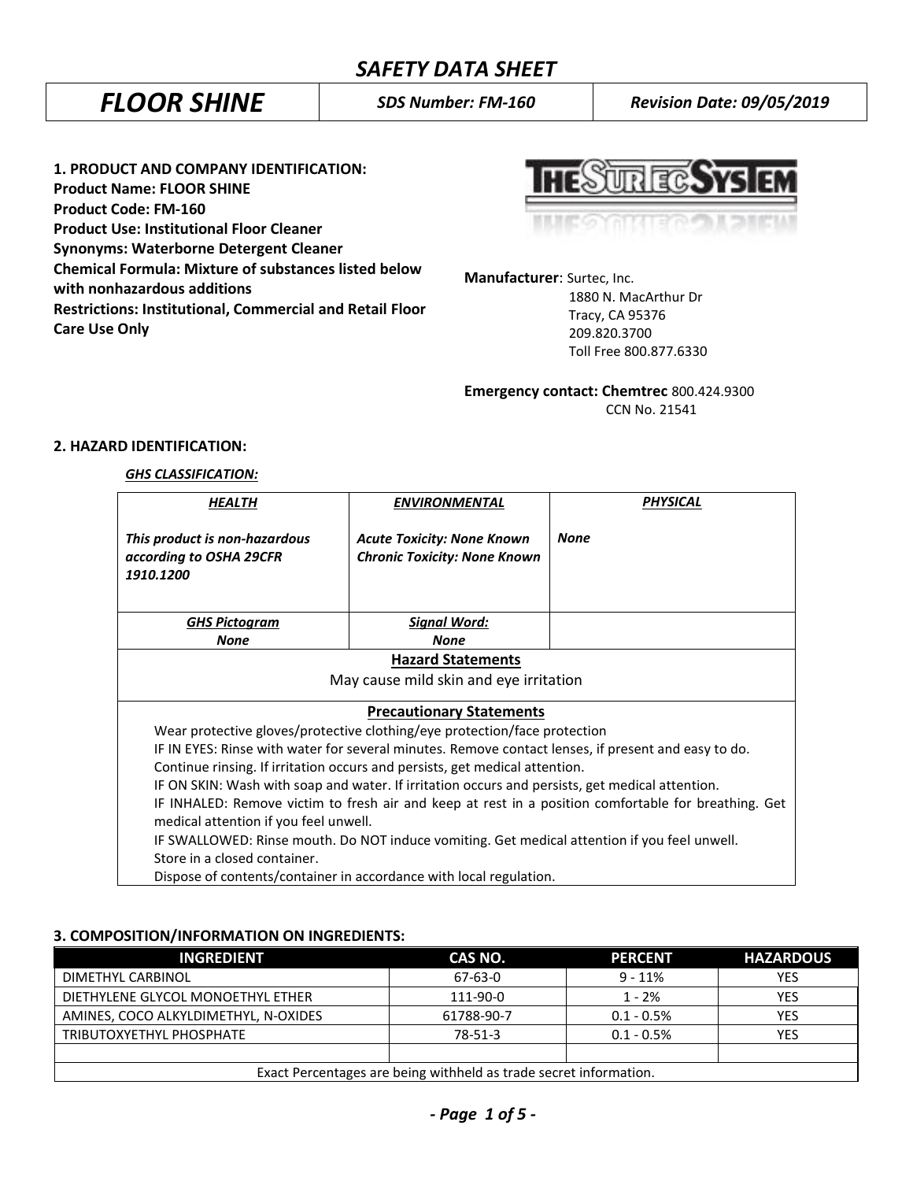# SAFETY DATA SHEET

| FLOOR SHINE | SDS Number: FM-160 | Revision Date: 09/05/2019 |
|---|---|---|

## 1. PRODUCT AND COMPANY IDENTIFICATION:

**Product Name: FLOOR SHINE**
**Product Code: FM-160**
**Product Use: Institutional Floor Cleaner**
**Synonyms: Waterborne Detergent Cleaner**
**Chemical Formula: Mixture of substances listed below with nonhazardous additions**
**Restrictions: Institutional, Commercial and Retail Floor Care Use Only**

**Manufacturer**: Surtec, Inc.
1880 N. MacArthur Dr
Tracy, CA 95376
209.820.3700
Toll Free 800.877.6330

**Emergency contact: Chemtrec** 800.424.9300
CCN No. 21541

## 2. HAZARD IDENTIFICATION:

***GHS CLASSIFICATION:***

| *HEALTH* | *ENVIRONMENTAL* | *PHYSICAL* |
|---|---|---|
| *This product is non-hazardous according to OSHA 29CFR 1910.1200* | *Acute Toxicity: None Known* *Chronic Toxicity: None Known* | *None* |
| *GHS Pictogram* *None* | *Signal Word:* *None* | |

**Hazard Statements**

May cause mild skin and eye irritation

**Precautionary Statements**

Wear protective gloves/protective clothing/eye protection/face protection
IF IN EYES: Rinse with water for several minutes. Remove contact lenses, if present and easy to do. Continue rinsing. If irritation occurs and persists, get medical attention.
IF ON SKIN: Wash with soap and water. If irritation occurs and persists, get medical attention.
IF INHALED: Remove victim to fresh air and keep at rest in a position comfortable for breathing. Get medical attention if you feel unwell.
IF SWALLOWED: Rinse mouth. Do NOT induce vomiting. Get medical attention if you feel unwell.
Store in a closed container.
Dispose of contents/container in accordance with local regulation.

## 3. COMPOSITION/INFORMATION ON INGREDIENTS:

| INGREDIENT | CAS NO. | PERCENT | HAZARDOUS |
|---|---|---|---|
| DIMETHYL CARBINOL | 67-63-0 | 9 - 11% | YES |
| DIETHYLENE GLYCOL MONOETHYL ETHER | 111-90-0 | 1 - 2% | YES |
| AMINES, COCO ALKYLDIMETHYL, N-OXIDES | 61788-90-7 | 0.1 - 0.5% | YES |
| TRIBUTOXYETHYL PHOSPHATE | 78-51-3 | 0.1 - 0.5% | YES |
| | | | |
| Exact Percentages are being withheld as trade secret information. | | | |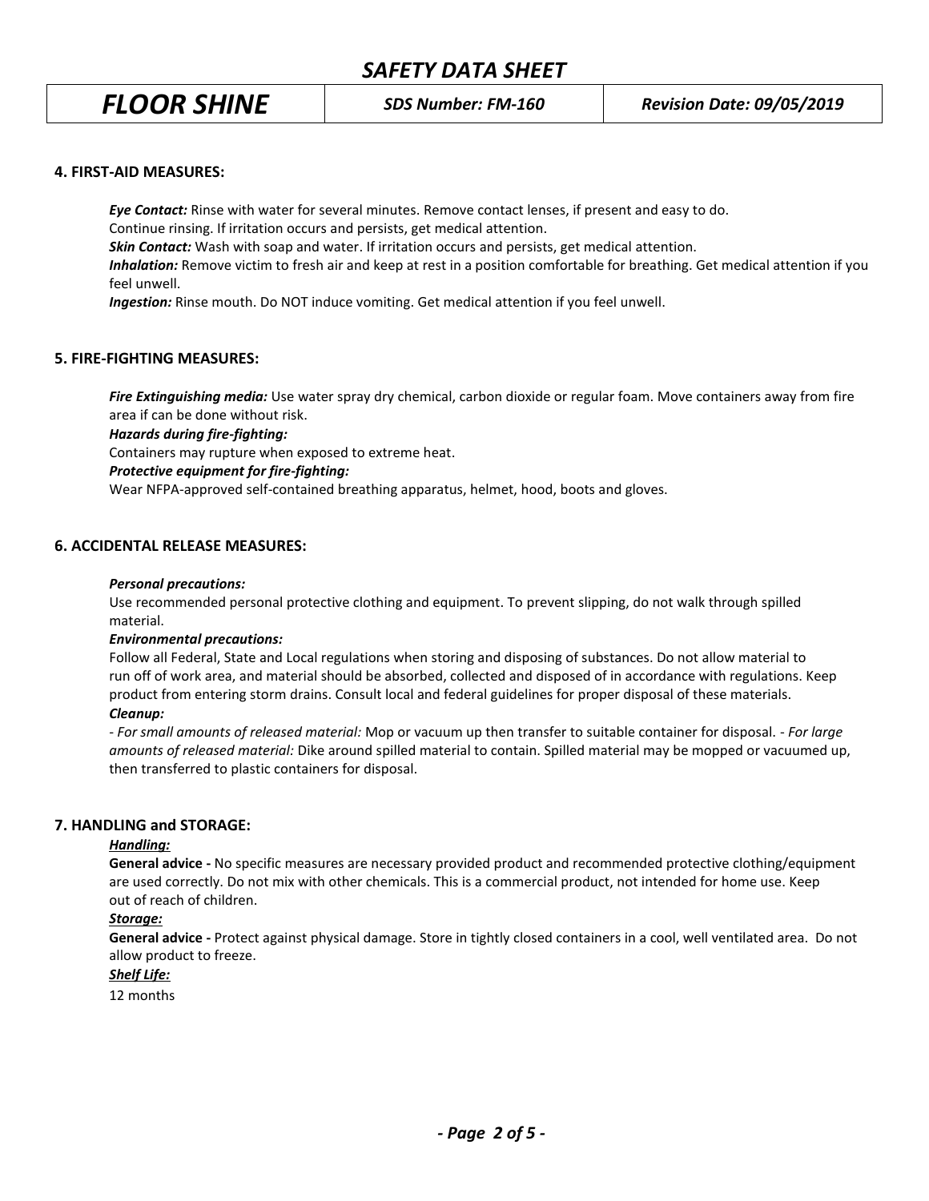## 4. FIRST-AID MEASURES:

***Eye Contact:*** Rinse with water for several minutes. Remove contact lenses, if present and easy to do. Continue rinsing. If irritation occurs and persists, get medical attention.

***Skin Contact:*** Wash with soap and water. If irritation occurs and persists, get medical attention.

***Inhalation:*** Remove victim to fresh air and keep at rest in a position comfortable for breathing. Get medical attention if you feel unwell.

***Ingestion:*** Rinse mouth. Do NOT induce vomiting. Get medical attention if you feel unwell.

## 5. FIRE-FIGHTING MEASURES:

***Fire Extinguishing media:*** Use water spray dry chemical, carbon dioxide or regular foam. Move containers away from fire area if can be done without risk.

***Hazards during fire-fighting:***

Containers may rupture when exposed to extreme heat.

***Protective equipment for fire-fighting:***

Wear NFPA-approved self-contained breathing apparatus, helmet, hood, boots and gloves.

## 6. ACCIDENTAL RELEASE MEASURES:

***Personal precautions:***

Use recommended personal protective clothing and equipment. To prevent slipping, do not walk through spilled material.

***Environmental precautions:***

Follow all Federal, State and Local regulations when storing and disposing of substances. Do not allow material to run off of work area, and material should be absorbed, collected and disposed of in accordance with regulations. Keep product from entering storm drains. Consult local and federal guidelines for proper disposal of these materials.

***Cleanup:***

- *For small amounts of released material:* Mop or vacuum up then transfer to suitable container for disposal. - *For large amounts of released material:* Dike around spilled material to contain. Spilled material may be mopped or vacuumed up, then transferred to plastic containers for disposal.

## 7. HANDLING and STORAGE:

***Handling:***

**General advice -** No specific measures are necessary provided product and recommended protective clothing/equipment are used correctly. Do not mix with other chemicals. This is a commercial product, not intended for home use. Keep out of reach of children.

***Storage:***

**General advice -** Protect against physical damage. Store in tightly closed containers in a cool, well ventilated area. Do not allow product to freeze.

***Shelf Life:***

12 months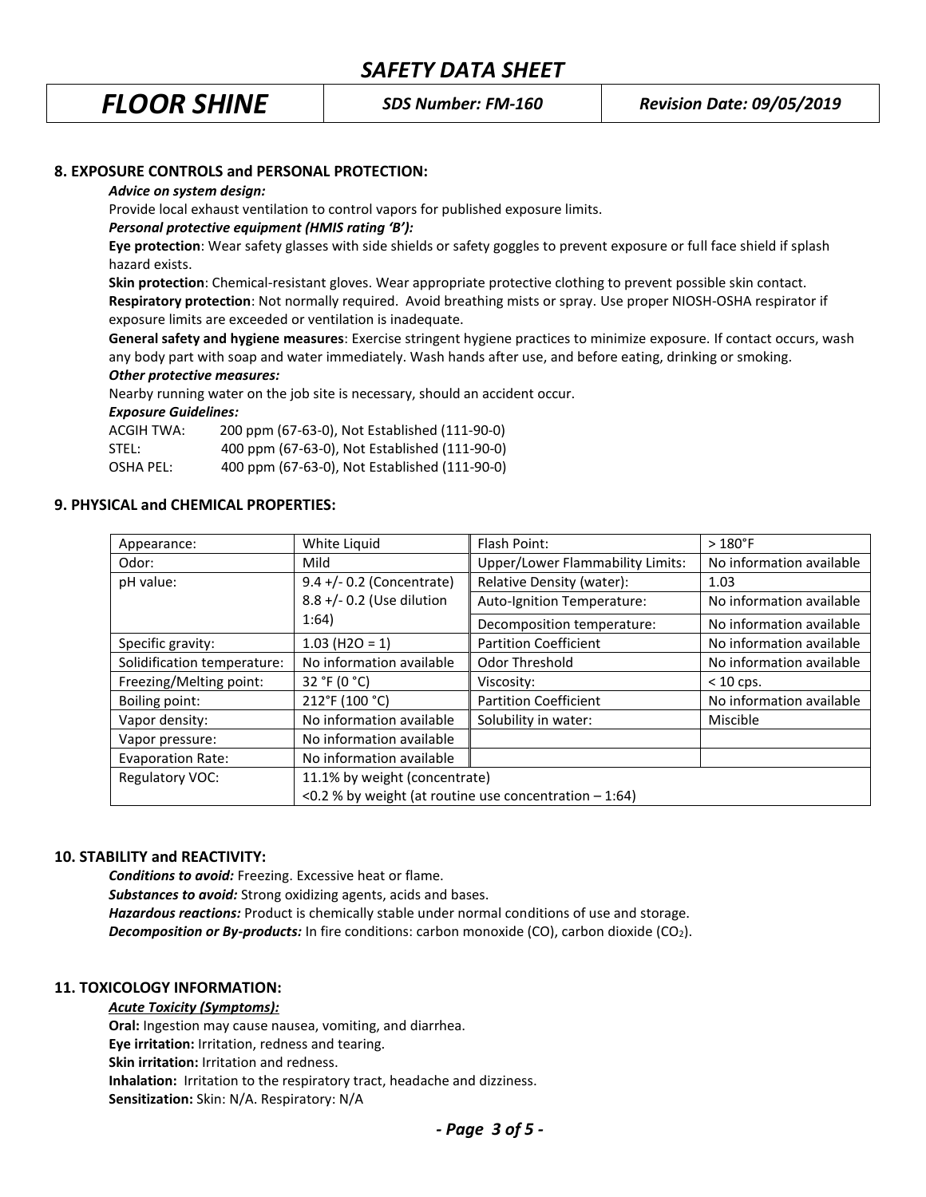## 8. EXPOSURE CONTROLS and PERSONAL PROTECTION:

***Advice on system design:***

Provide local exhaust ventilation to control vapors for published exposure limits.

***Personal protective equipment (HMIS rating 'B'):***

**Eye protection**: Wear safety glasses with side shields or safety goggles to prevent exposure or full face shield if splash hazard exists.

**Skin protection**: Chemical-resistant gloves. Wear appropriate protective clothing to prevent possible skin contact.

**Respiratory protection**: Not normally required. Avoid breathing mists or spray. Use proper NIOSH-OSHA respirator if exposure limits are exceeded or ventilation is inadequate.

**General safety and hygiene measures**: Exercise stringent hygiene practices to minimize exposure. If contact occurs, wash any body part with soap and water immediately. Wash hands after use, and before eating, drinking or smoking.

***Other protective measures:***

Nearby running water on the job site is necessary, should an accident occur.

***Exposure Guidelines:***

ACGIH TWA: 200 ppm (67-63-0), Not Established (111-90-0)
STEL: 400 ppm (67-63-0), Not Established (111-90-0)
OSHA PEL: 400 ppm (67-63-0), Not Established (111-90-0)

## 9. PHYSICAL and CHEMICAL PROPERTIES:

| Appearance: | White Liquid | Flash Point: | > 180°F |
|---|---|---|---|
| Odor: | Mild | Upper/Lower Flammability Limits: | No information available |
| pH value: | 9.4 +/- 0.2 (Concentrate) 8.8 +/- 0.2 (Use dilution 1:64) | Relative Density (water): | 1.03 |
| | | Auto-Ignition Temperature: | No information available |
| | | Decomposition temperature: | No information available |
| Specific gravity: | 1.03 (H2O = 1) | Partition Coefficient | No information available |
| Solidification temperature: | No information available | Odor Threshold | No information available |
| Freezing/Melting point: | 32 °F (0 °C) | Viscosity: | < 10 cps. |
| Boiling point: | 212°F (100 °C) | Partition Coefficient | No information available |
| Vapor density: | No information available | Solubility in water: | Miscible |
| Vapor pressure: | No information available | | |
| Evaporation Rate: | No information available | | |
| Regulatory VOC: | 11.1% by weight (concentrate) <0.2 % by weight (at routine use concentration – 1:64) | | |

## 10. STABILITY and REACTIVITY:

***Conditions to avoid:*** Freezing. Excessive heat or flame.

***Substances to avoid:*** Strong oxidizing agents, acids and bases.

***Hazardous reactions:*** Product is chemically stable under normal conditions of use and storage.

***Decomposition or By-products:*** In fire conditions: carbon monoxide (CO), carbon dioxide ($CO_2$).

## 11. TOXICOLOGY INFORMATION:

***Acute Toxicity (Symptoms):***

**Oral:** Ingestion may cause nausea, vomiting, and diarrhea.
**Eye irritation:** Irritation, redness and tearing.
**Skin irritation:** Irritation and redness.
**Inhalation:** Irritation to the respiratory tract, headache and dizziness.
**Sensitization:** Skin: N/A. Respiratory: N/A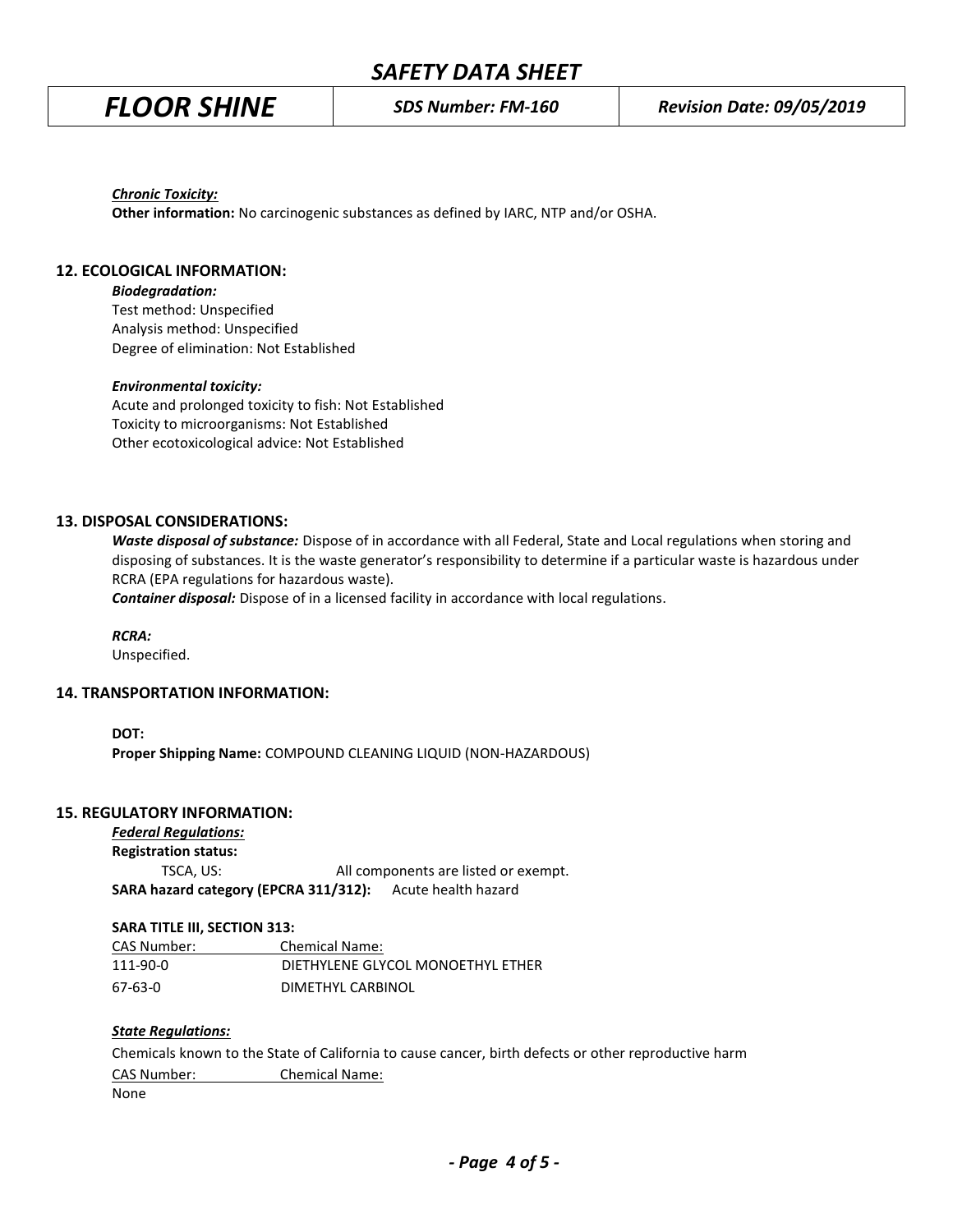***Chronic Toxicity:***
**Other information:** No carcinogenic substances as defined by IARC, NTP and/or OSHA.

## 12. ECOLOGICAL INFORMATION:

***Biodegradation:***
Test method: Unspecified
Analysis method: Unspecified
Degree of elimination: Not Established

***Environmental toxicity:***
Acute and prolonged toxicity to fish: Not Established
Toxicity to microorganisms: Not Established
Other ecotoxicological advice: Not Established

## 13. DISPOSAL CONSIDERATIONS:

***Waste disposal of substance:*** Dispose of in accordance with all Federal, State and Local regulations when storing and disposing of substances. It is the waste generator's responsibility to determine if a particular waste is hazardous under RCRA (EPA regulations for hazardous waste).
***Container disposal:*** Dispose of in a licensed facility in accordance with local regulations.

***RCRA:***
Unspecified.

## 14. TRANSPORTATION INFORMATION:

**DOT:**
**Proper Shipping Name:** COMPOUND CLEANING LIQUID (NON-HAZARDOUS)

## 15. REGULATORY INFORMATION:

***Federal Regulations:***
**Registration status:**
TSCA, US: All components are listed or exempt.
**SARA hazard category (EPCRA 311/312):** Acute health hazard

**SARA TITLE III, SECTION 313:**

| CAS Number: | Chemical Name: |
|---|---|
| 111-90-0 | DIETHYLENE GLYCOL MONOETHYL ETHER |
| 67-63-0 | DIMETHYL CARBINOL |

***State Regulations:***
Chemicals known to the State of California to cause cancer, birth defects or other reproductive harm

| CAS Number: | Chemical Name: |
|---|---|
| None | |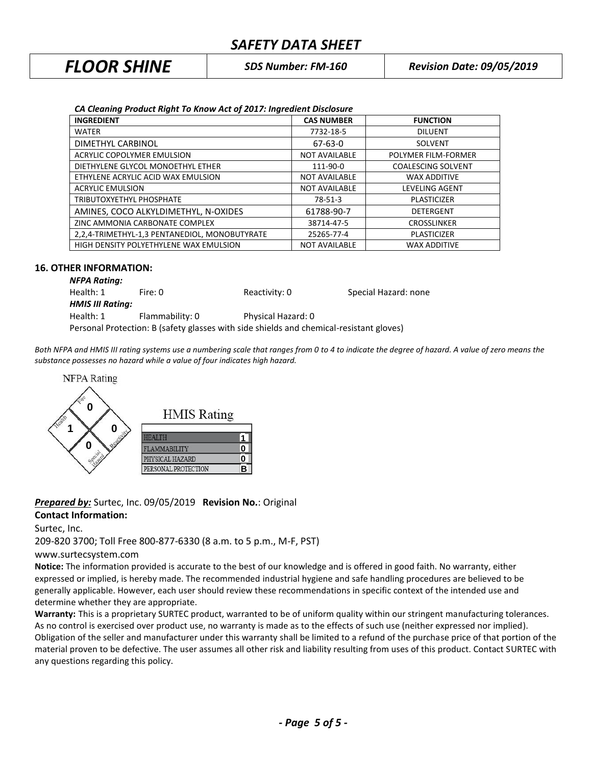*CA Cleaning Product Right To Know Act of 2017: Ingredient Disclosure*

| INGREDIENT | CAS NUMBER | FUNCTION |
|---|---|---|
| WATER | 7732-18-5 | DILUENT |
| DIMETHYL CARBINOL | 67-63-0 | SOLVENT |
| ACRYLIC COPOLYMER EMULSION | NOT AVAILABLE | POLYMER FILM-FORMER |
| DIETHYLENE GLYCOL MONOETHYL ETHER | 111-90-0 | COALESCING SOLVENT |
| ETHYLENE ACRYLIC ACID WAX EMULSION | NOT AVAILABLE | WAX ADDITIVE |
| ACRYLIC EMULSION | NOT AVAILABLE | LEVELING AGENT |
| TRIBUTOXYETHYL PHOSPHATE | 78-51-3 | PLASTICIZER |
| AMINES, COCO ALKYLDIMETHYL, N-OXIDES | 61788-90-7 | DETERGENT |
| ZINC AMMONIA CARBONATE COMPLEX | 38714-47-5 | CROSSLINKER |
| 2,2,4-TRIMETHYL-1,3 PENTANEDIOL, MONOBUTYRATE | 25265-77-4 | PLASTICIZER |
| HIGH DENSITY POLYETHYLENE WAX EMULSION | NOT AVAILABLE | WAX ADDITIVE |

## 16. OTHER INFORMATION:

***NFPA Rating:***

Health: 1 Fire: 0 Reactivity: 0 Special Hazard: none

***HMIS III Rating:***

Health: 1 Flammability: 0 Physical Hazard: 0

Personal Protection: B (safety glasses with side shields and chemical-resistant gloves)

*Both NFPA and HMIS III rating systems use a numbering scale that ranges from 0 to 4 to indicate the degree of hazard. A value of zero means the substance possesses no hazard while a value of four indicates high hazard.*

NFPA Rating

Fire 0
Health 1
Reactivity 0
Special Hazard 0

HMIS Rating

| | |
|---|---|
| HEALTH | 1 |
| FLAMMABILITY | 0 |
| PHYSICAL HAZARD | 0 |
| PERSONAL PROTECTION | B |

***Prepared by:*** Surtec, Inc. 09/05/2019 **Revision No.**: Original

**Contact Information:**

Surtec, Inc.

209-820 3700; Toll Free 800-877-6330 (8 a.m. to 5 p.m., M-F, PST)

www.surtecsystem.com

**Notice:** The information provided is accurate to the best of our knowledge and is offered in good faith. No warranty, either expressed or implied, is hereby made. The recommended industrial hygiene and safe handling procedures are believed to be generally applicable. However, each user should review these recommendations in specific context of the intended use and determine whether they are appropriate.

**Warranty:** This is a proprietary SURTEC product, warranted to be of uniform quality within our stringent manufacturing tolerances. As no control is exercised over product use, no warranty is made as to the effects of such use (neither expressed nor implied). Obligation of the seller and manufacturer under this warranty shall be limited to a refund of the purchase price of that portion of the material proven to be defective. The user assumes all other risk and liability resulting from uses of this product. Contact SURTEC with any questions regarding this policy.